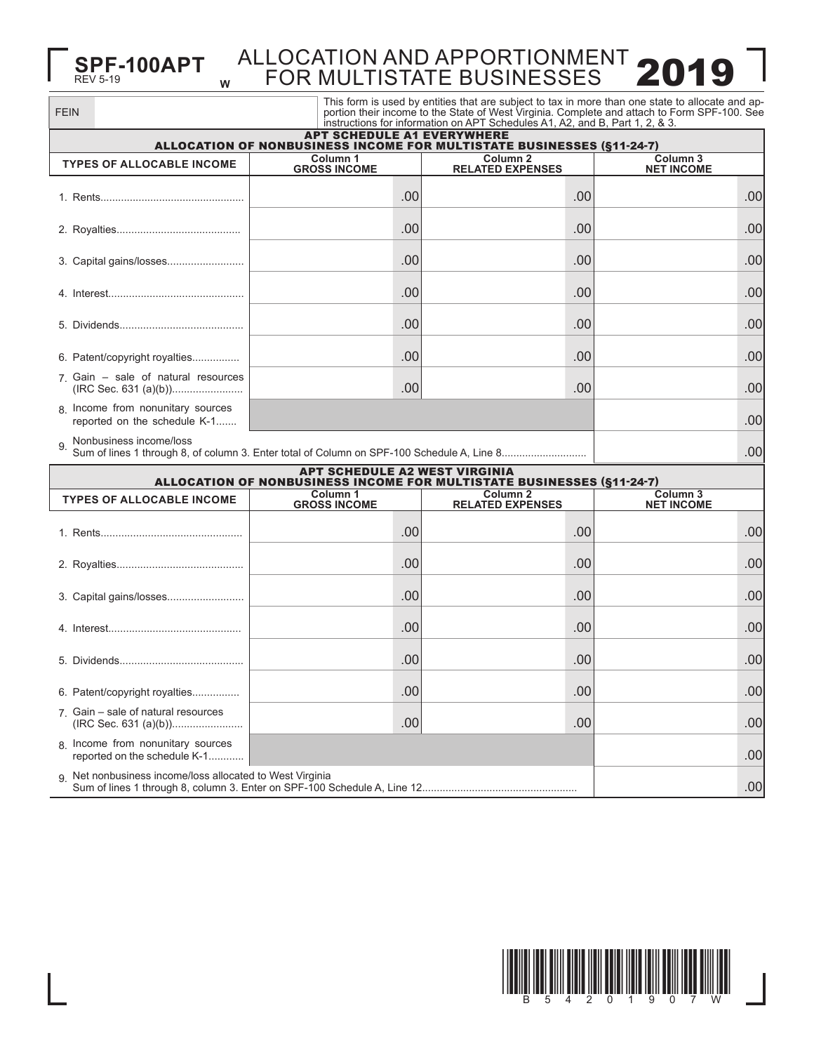# SPF-100APT

REV 5-19

W

# ALLOCATION AND APPORTIONMENT FOR MULTISTATE BUSINESSES 2019

FEIN

This form is used by entities that are subject to tax in more than one state to allocate and apportion their income to the State of West Virginia. Complete and attach to Form SPF-100. See instructions for information on APT Schedules A1, A2, and B, Part 1, 2, & 3.

## APT SCHEDULE A1 EVERYWHERE
## ALLOCATION OF NONBUSINESS INCOME FOR MULTISTATE BUSINESSES (§11-24-7)

| TYPES OF ALLOCABLE INCOME | Column 1 GROSS INCOME | Column 2 RELATED EXPENSES | Column 3 NET INCOME |
|---|---|---|---|
| 1. Rents | .00 | .00 | .00 |
| 2. Royalties | .00 | .00 | .00 |
| 3. Capital gains/losses | .00 | .00 | .00 |
| 4. Interest | .00 | .00 | .00 |
| 5. Dividends | .00 | .00 | .00 |
| 6. Patent/copyright royalties | .00 | .00 | .00 |
| 7. Gain – sale of natural resources (IRC Sec. 631 (a)(b)) | .00 | .00 | .00 |
| 8. Income from nonunitary sources reported on the schedule K-1 | | | .00 |
| 9. Nonbusiness income/loss Sum of lines 1 through 8, of column 3. Enter total of Column on SPF-100 Schedule A, Line 8 | | | .00 |

## APT SCHEDULE A2 WEST VIRGINIA
## ALLOCATION OF NONBUSINESS INCOME FOR MULTISTATE BUSINESSES (§11-24-7)

| TYPES OF ALLOCABLE INCOME | Column 1 GROSS INCOME | Column 2 RELATED EXPENSES | Column 3 NET INCOME |
|---|---|---|---|
| 1. Rents | .00 | .00 | .00 |
| 2. Royalties | .00 | .00 | .00 |
| 3. Capital gains/losses | .00 | .00 | .00 |
| 4. Interest | .00 | .00 | .00 |
| 5. Dividends | .00 | .00 | .00 |
| 6. Patent/copyright royalties | .00 | .00 | .00 |
| 7. Gain – sale of natural resources (IRC Sec. 631 (a)(b)) | .00 | .00 | .00 |
| 8. Income from nonunitary sources reported on the schedule K-1 | | | .00 |
| 9. Net nonbusiness income/loss allocated to West Virginia Sum of lines 1 through 8, column 3. Enter on SPF-100 Schedule A, Line 12 | | | .00 |

B 5 4 2 0 1 9 0 7 W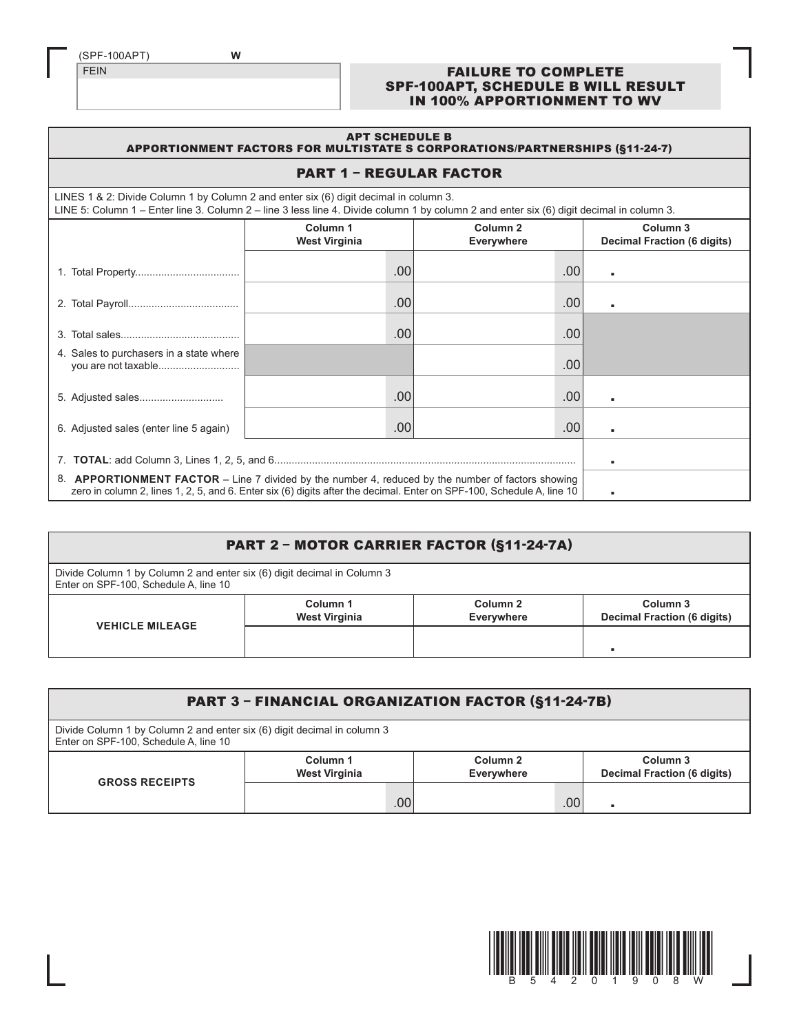(SPF-100APT) W

FEIN

**FAILURE TO COMPLETE SPF-100APT, SCHEDULE B WILL RESULT IN 100% APPORTIONMENT TO WV**

## APT SCHEDULE B
## APPORTIONMENT FACTORS FOR MULTISTATE S CORPORATIONS/PARTNERSHIPS (§11-24-7)

### PART 1 – REGULAR FACTOR

LINES 1 & 2: Divide Column 1 by Column 2 and enter six (6) digit decimal in column 3.
LINE 5: Column 1 – Enter line 3. Column 2 – line 3 less line 4. Divide column 1 by column 2 and enter six (6) digit decimal in column 3.

| | Column 1 West Virginia | Column 2 Everywhere | Column 3 Decimal Fraction (6 digits) |
|---|---|---|---|
| 1. Total Property | .00 | .00 | . |
| 2. Total Payroll | .00 | .00 | . |
| 3. Total sales | .00 | .00 | |
| 4. Sales to purchasers in a state where you are not taxable | | .00 | |
| 5. Adjusted sales | .00 | .00 | . |
| 6. Adjusted sales (enter line 5 again) | .00 | .00 | . |
| 7. **TOTAL**: add Column 3, Lines 1, 2, 5, and 6 | | | . |
| 8. **APPORTIONMENT FACTOR** – Line 7 divided by the number 4, reduced by the number of factors showing zero in column 2, lines 1, 2, 5, and 6. Enter six (6) digits after the decimal. Enter on SPF-100, Schedule A, line 10 | | | . |

### PART 2 – MOTOR CARRIER FACTOR (§11-24-7A)

Divide Column 1 by Column 2 and enter six (6) digit decimal in Column 3
Enter on SPF-100, Schedule A, line 10

| | Column 1 West Virginia | Column 2 Everywhere | Column 3 Decimal Fraction (6 digits) |
|---|---|---|---|
| VEHICLE MILEAGE | | | . |

### PART 3 – FINANCIAL ORGANIZATION FACTOR (§11-24-7B)

Divide Column 1 by Column 2 and enter six (6) digit decimal in column 3
Enter on SPF-100, Schedule A, line 10

| | Column 1 West Virginia | Column 2 Everywhere | Column 3 Decimal Fraction (6 digits) |
|---|---|---|---|
| GROSS RECEIPTS | .00 | .00 | . |

B 5 4 2 0 1 9 0 8 W